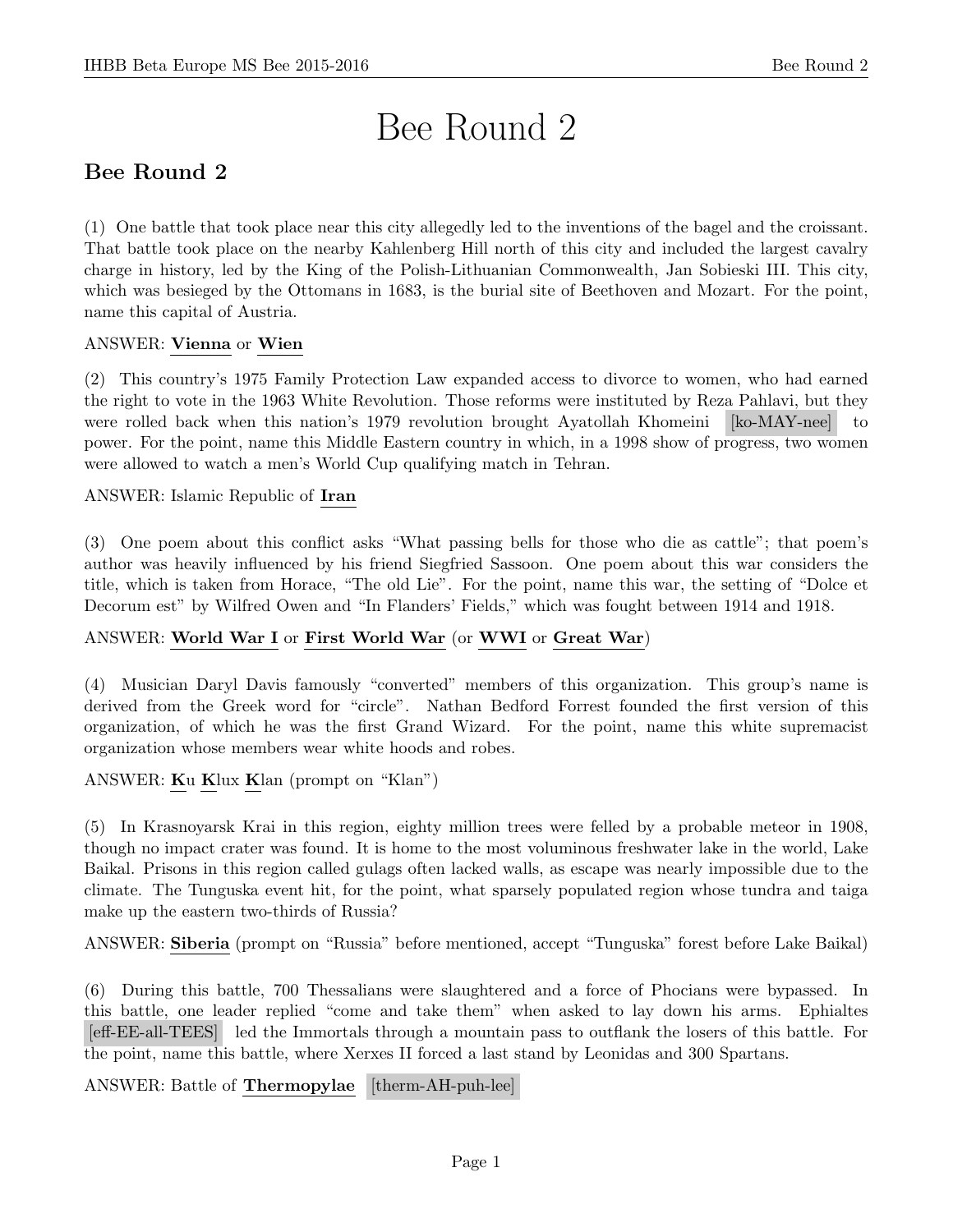# Bee Round 2

## Bee Round 2

(1) One battle that took place near this city allegedly led to the inventions of the bagel and the croissant. That battle took place on the nearby Kahlenberg Hill north of this city and included the largest cavalry charge in history, led by the King of the Polish-Lithuanian Commonwealth, Jan Sobieski III. This city, which was besieged by the Ottomans in 1683, is the burial site of Beethoven and Mozart. For the point, name this capital of Austria.

ANSWER: **Vienna** or **Wien**

(2) This country's 1975 Family Protection Law expanded access to divorce to women, who had earned the right to vote in the 1963 White Revolution. Those reforms were instituted by Reza Pahlavi, but they were rolled back when this nation's 1979 revolution brought Ayatollah Khomeini [ko-MAY-nee] to power. For the point, name this Middle Eastern country in which, in a 1998 show of progress, two women were allowed to watch a men's World Cup qualifying match in Tehran.

ANSWER: Islamic Republic of **Iran**

(3) One poem about this conflict asks "What passing bells for those who die as cattle"; that poem's author was heavily influenced by his friend Siegfried Sassoon. One poem about this war considers the title, which is taken from Horace, "The old Lie". For the point, name this war, the setting of "Dolce et Decorum est" by Wilfred Owen and "In Flanders' Fields," which was fought between 1914 and 1918.

ANSWER: **World War I** or **First World War** (or **WWI** or **Great War**)

(4) Musician Daryl Davis famously "converted" members of this organization. This group's name is derived from the Greek word for "circle". Nathan Bedford Forrest founded the first version of this organization, of which he was the first Grand Wizard. For the point, name this white supremacist organization whose members wear white hoods and robes.

ANSWER: **K**u **K**lux **K**lan (prompt on "Klan")

(5) In Krasnoyarsk Krai in this region, eighty million trees were felled by a probable meteor in 1908, though no impact crater was found. It is home to the most voluminous freshwater lake in the world, Lake Baikal. Prisons in this region called gulags often lacked walls, as escape was nearly impossible due to the climate. The Tunguska event hit, for the point, what sparsely populated region whose tundra and taiga make up the eastern two-thirds of Russia?

ANSWER: **Siberia** (prompt on "Russia" before mentioned, accept "Tunguska" forest before Lake Baikal)

(6) During this battle, 700 Thessalians were slaughtered and a force of Phocians were bypassed. In this battle, one leader replied "come and take them" when asked to lay down his arms. Ephialtes [eff-EE-all-TEES] led the Immortals through a mountain pass to outflank the losers of this battle. For the point, name this battle, where Xerxes II forced a last stand by Leonidas and 300 Spartans.

ANSWER: Battle of **Thermopylae** [therm-AH-puh-lee]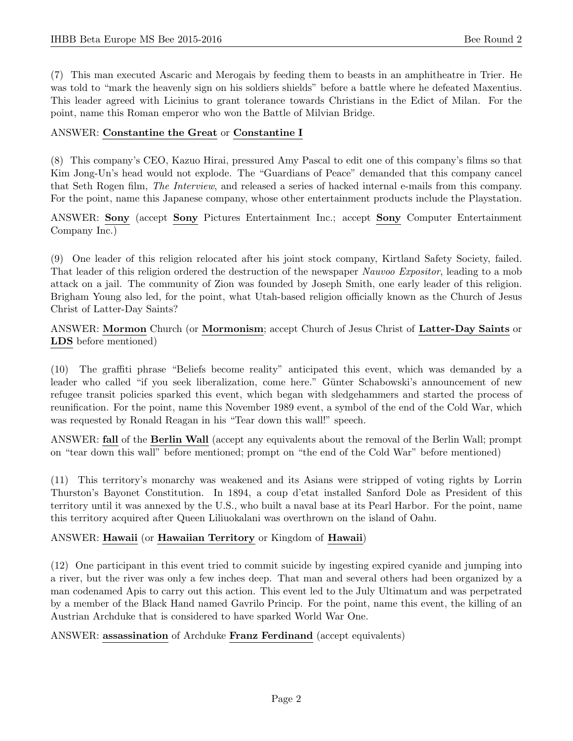(7) This man executed Ascaric and Merogais by feeding them to beasts in an amphitheatre in Trier. He was told to "mark the heavenly sign on his soldiers shields" before a battle where he defeated Maxentius. This leader agreed with Licinius to grant tolerance towards Christians in the Edict of Milan. For the point, name this Roman emperor who won the Battle of Milvian Bridge.

ANSWER: **Constantine the Great** or **Constantine I**

(8) This company's CEO, Kazuo Hirai, pressured Amy Pascal to edit one of this company's films so that Kim Jong-Un's head would not explode. The "Guardians of Peace" demanded that this company cancel that Seth Rogen film, *The Interview*, and released a series of hacked internal e-mails from this company. For the point, name this Japanese company, whose other entertainment products include the Playstation.

ANSWER: **Sony** (accept **Sony** Pictures Entertainment Inc.; accept **Sony** Computer Entertainment Company Inc.)

(9) One leader of this religion relocated after his joint stock company, Kirtland Safety Society, failed. That leader of this religion ordered the destruction of the newspaper *Nauvoo Expositor*, leading to a mob attack on a jail. The community of Zion was founded by Joseph Smith, one early leader of this religion. Brigham Young also led, for the point, what Utah-based religion officially known as the Church of Jesus Christ of Latter-Day Saints?

ANSWER: **Mormon** Church (or **Mormonism**; accept Church of Jesus Christ of **Latter-Day Saints** or **LDS** before mentioned)

(10) The graffiti phrase "Beliefs become reality" anticipated this event, which was demanded by a leader who called "if you seek liberalization, come here." Günter Schabowski's announcement of new refugee transit policies sparked this event, which began with sledgehammers and started the process of reunification. For the point, name this November 1989 event, a symbol of the end of the Cold War, which was requested by Ronald Reagan in his "Tear down this wall!" speech.

ANSWER: **fall** of the **Berlin Wall** (accept any equivalents about the removal of the Berlin Wall; prompt on "tear down this wall" before mentioned; prompt on "the end of the Cold War" before mentioned)

(11) This territory's monarchy was weakened and its Asians were stripped of voting rights by Lorrin Thurston's Bayonet Constitution. In 1894, a coup d'etat installed Sanford Dole as President of this territory until it was annexed by the U.S., who built a naval base at its Pearl Harbor. For the point, name this territory acquired after Queen Liliuokalani was overthrown on the island of Oahu.

ANSWER: **Hawaii** (or **Hawaiian Territory** or Kingdom of **Hawaii**)

(12) One participant in this event tried to commit suicide by ingesting expired cyanide and jumping into a river, but the river was only a few inches deep. That man and several others had been organized by a man codenamed Apis to carry out this action. This event led to the July Ultimatum and was perpetrated by a member of the Black Hand named Gavrilo Princip. For the point, name this event, the killing of an Austrian Archduke that is considered to have sparked World War One.

ANSWER: **assassination** of Archduke **Franz Ferdinand** (accept equivalents)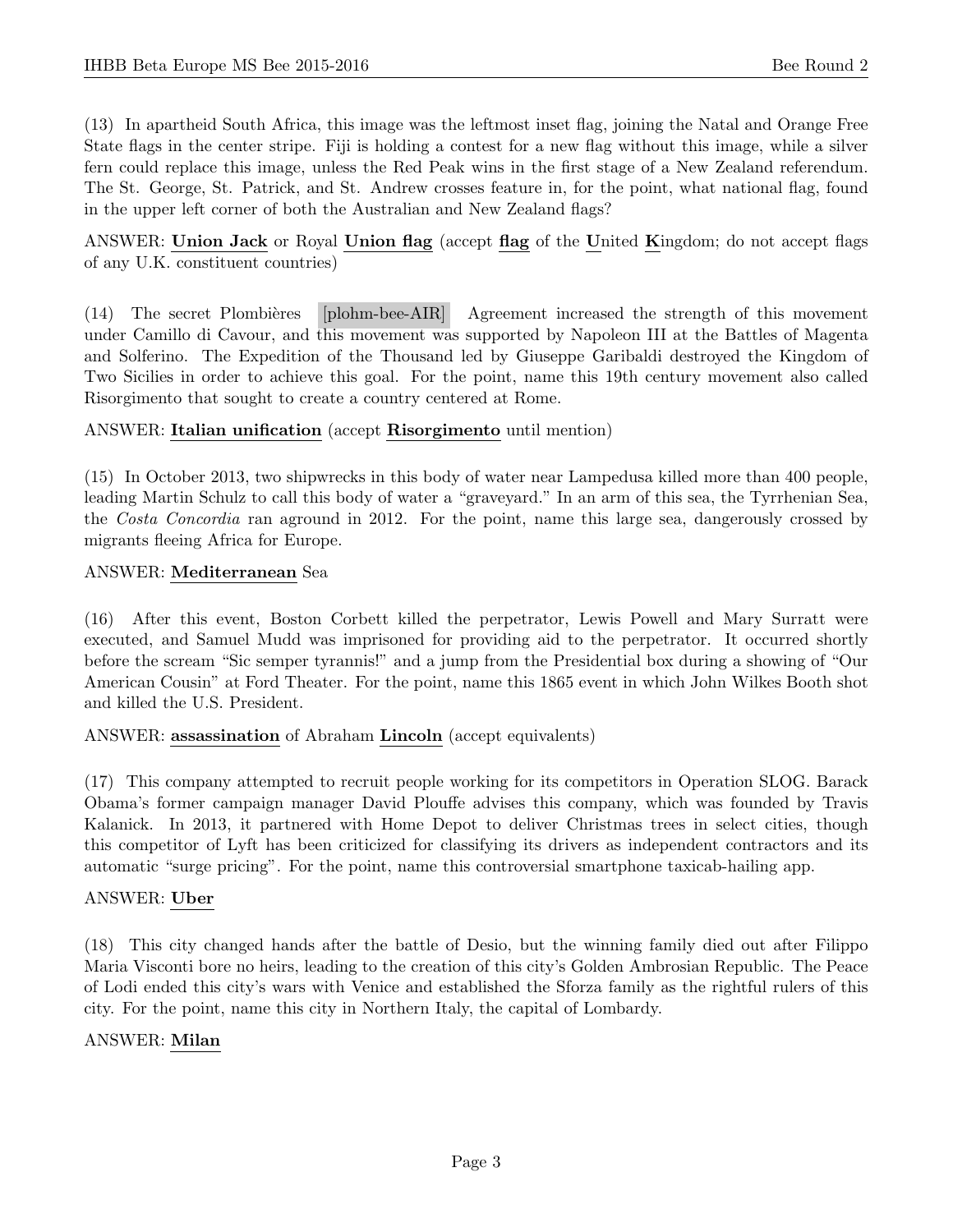(13) In apartheid South Africa, this image was the leftmost inset flag, joining the Natal and Orange Free State flags in the center stripe. Fiji is holding a contest for a new flag without this image, while a silver fern could replace this image, unless the Red Peak wins in the first stage of a New Zealand referendum. The St. George, St. Patrick, and St. Andrew crosses feature in, for the point, what national flag, found in the upper left corner of both the Australian and New Zealand flags?

ANSWER: **Union Jack** or Royal **Union flag** (accept **flag** of the **U**nited **K**ingdom; do not accept flags of any U.K. constituent countries)

(14) The secret Plombières [plohm-bee-AIR] Agreement increased the strength of this movement under Camillo di Cavour, and this movement was supported by Napoleon III at the Battles of Magenta and Solferino. The Expedition of the Thousand led by Giuseppe Garibaldi destroyed the Kingdom of Two Sicilies in order to achieve this goal. For the point, name this 19th century movement also called Risorgimento that sought to create a country centered at Rome.

ANSWER: **Italian unification** (accept **Risorgimento** until mention)

(15) In October 2013, two shipwrecks in this body of water near Lampedusa killed more than 400 people, leading Martin Schulz to call this body of water a "graveyard." In an arm of this sea, the Tyrrhenian Sea, the *Costa Concordia* ran aground in 2012. For the point, name this large sea, dangerously crossed by migrants fleeing Africa for Europe.

ANSWER: **Mediterranean** Sea

(16) After this event, Boston Corbett killed the perpetrator, Lewis Powell and Mary Surratt were executed, and Samuel Mudd was imprisoned for providing aid to the perpetrator. It occurred shortly before the scream "Sic semper tyrannis!" and a jump from the Presidential box during a showing of "Our American Cousin" at Ford Theater. For the point, name this 1865 event in which John Wilkes Booth shot and killed the U.S. President.

ANSWER: **assassination** of Abraham **Lincoln** (accept equivalents)

(17) This company attempted to recruit people working for its competitors in Operation SLOG. Barack Obama's former campaign manager David Plouffe advises this company, which was founded by Travis Kalanick. In 2013, it partnered with Home Depot to deliver Christmas trees in select cities, though this competitor of Lyft has been criticized for classifying its drivers as independent contractors and its automatic "surge pricing". For the point, name this controversial smartphone taxicab-hailing app.

ANSWER: **Uber**

(18) This city changed hands after the battle of Desio, but the winning family died out after Filippo Maria Visconti bore no heirs, leading to the creation of this city's Golden Ambrosian Republic. The Peace of Lodi ended this city's wars with Venice and established the Sforza family as the rightful rulers of this city. For the point, name this city in Northern Italy, the capital of Lombardy.

ANSWER: **Milan**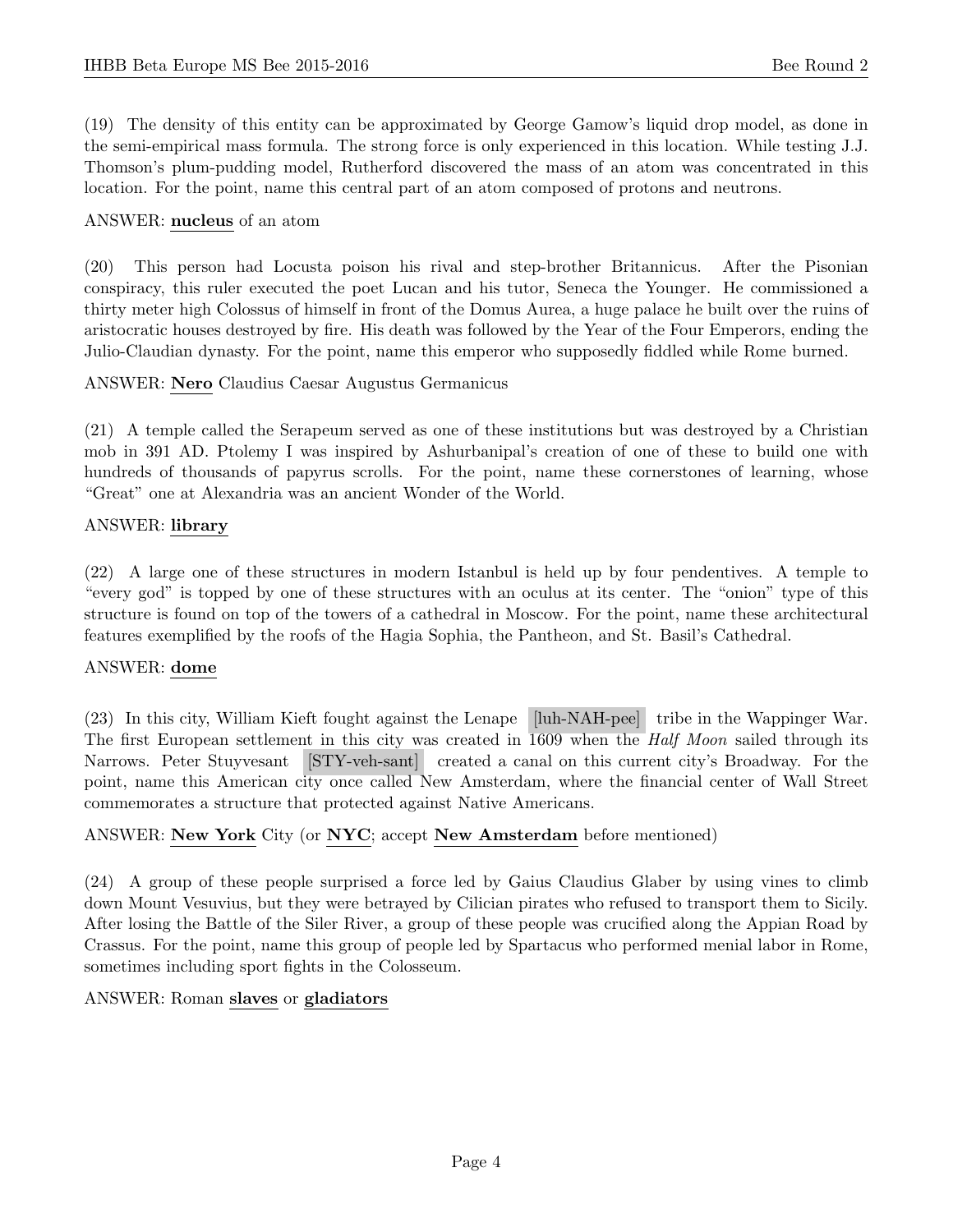(19) The density of this entity can be approximated by George Gamow's liquid drop model, as done in the semi-empirical mass formula. The strong force is only experienced in this location. While testing J.J. Thomson's plum-pudding model, Rutherford discovered the mass of an atom was concentrated in this location. For the point, name this central part of an atom composed of protons and neutrons.

ANSWER: **nucleus** of an atom

(20) This person had Locusta poison his rival and step-brother Britannicus. After the Pisonian conspiracy, this ruler executed the poet Lucan and his tutor, Seneca the Younger. He commissioned a thirty meter high Colossus of himself in front of the Domus Aurea, a huge palace he built over the ruins of aristocratic houses destroyed by fire. His death was followed by the Year of the Four Emperors, ending the Julio-Claudian dynasty. For the point, name this emperor who supposedly fiddled while Rome burned.

ANSWER: **Nero** Claudius Caesar Augustus Germanicus

(21) A temple called the Serapeum served as one of these institutions but was destroyed by a Christian mob in 391 AD. Ptolemy I was inspired by Ashurbanipal's creation of one of these to build one with hundreds of thousands of papyrus scrolls. For the point, name these cornerstones of learning, whose "Great" one at Alexandria was an ancient Wonder of the World.

ANSWER: **library**

(22) A large one of these structures in modern Istanbul is held up by four pendentives. A temple to "every god" is topped by one of these structures with an oculus at its center. The "onion" type of this structure is found on top of the towers of a cathedral in Moscow. For the point, name these architectural features exemplified by the roofs of the Hagia Sophia, the Pantheon, and St. Basil's Cathedral.

ANSWER: **dome**

(23) In this city, William Kieft fought against the Lenape [luh-NAH-pee] tribe in the Wappinger War. The first European settlement in this city was created in 1609 when the *Half Moon* sailed through its Narrows. Peter Stuyvesant [STY-veh-sant] created a canal on this current city's Broadway. For the point, name this American city once called New Amsterdam, where the financial center of Wall Street commemorates a structure that protected against Native Americans.

ANSWER: **New York** City (or **NYC**; accept **New Amsterdam** before mentioned)

(24) A group of these people surprised a force led by Gaius Claudius Glaber by using vines to climb down Mount Vesuvius, but they were betrayed by Cilician pirates who refused to transport them to Sicily. After losing the Battle of the Siler River, a group of these people was crucified along the Appian Road by Crassus. For the point, name this group of people led by Spartacus who performed menial labor in Rome, sometimes including sport fights in the Colosseum.

ANSWER: Roman **slaves** or **gladiators**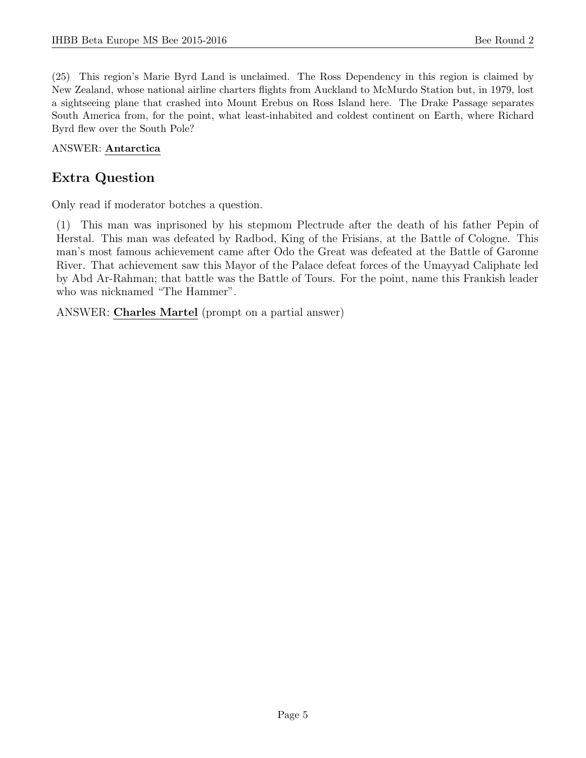(25) This region's Marie Byrd Land is unclaimed. The Ross Dependency in this region is claimed by New Zealand, whose national airline charters flights from Auckland to McMurdo Station but, in 1979, lost a sightseeing plane that crashed into Mount Erebus on Ross Island here. The Drake Passage separates South America from, for the point, what least-inhabited and coldest continent on Earth, where Richard Byrd flew over the South Pole?

ANSWER: **Antarctica**

## Extra Question

Only read if moderator botches a question.

(1) This man was inprisoned by his stepmom Plectrude after the death of his father Pepin of Herstal. This man was defeated by Radbod, King of the Frisians, at the Battle of Cologne. This man's most famous achievement came after Odo the Great was defeated at the Battle of Garonne River. That achievement saw this Mayor of the Palace defeat forces of the Umayyad Caliphate led by Abd Ar-Rahman; that battle was the Battle of Tours. For the point, name this Frankish leader who was nicknamed "The Hammer".

ANSWER: **Charles Martel** (prompt on a partial answer)